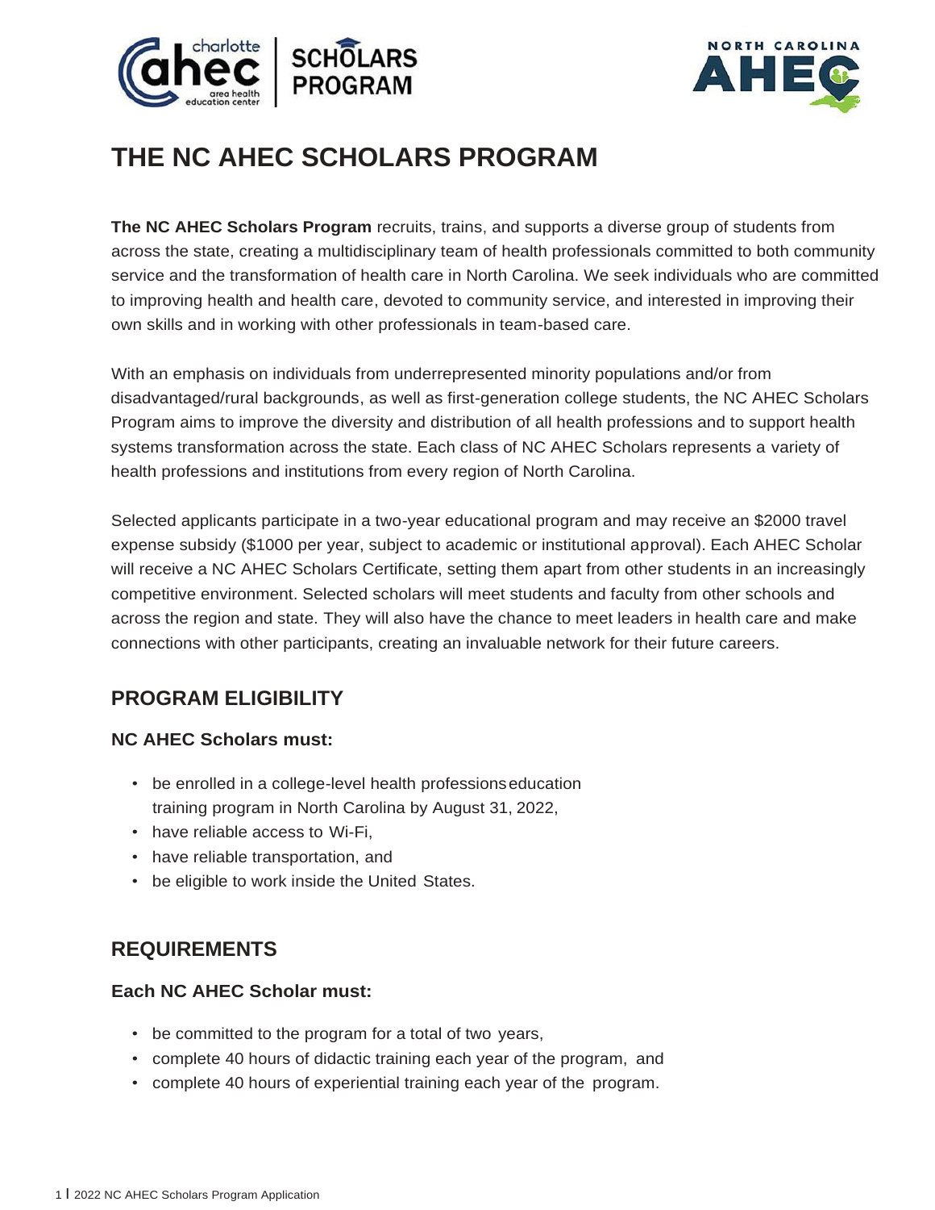# THE NC AHEC SCHOLARS PROGRAM

**The NC AHEC Scholars Program** recruits, trains, and supports a diverse group of students from across the state, creating a multidisciplinary team of health professionals committed to both community service and the transformation of health care in North Carolina. We seek individuals who are committed to improving health and health care, devoted to community service, and interested in improving their own skills and in working with other professionals in team-based care.

With an emphasis on individuals from underrepresented minority populations and/or from disadvantaged/rural backgrounds, as well as first-generation college students, the NC AHEC Scholars Program aims to improve the diversity and distribution of all health professions and to support health systems transformation across the state. Each class of NC AHEC Scholars represents a variety of health professions and institutions from every region of North Carolina.

Selected applicants participate in a two-year educational program and may receive an $2000 travel expense subsidy ($1000 per year, subject to academic or institutional approval). Each AHEC Scholar will receive a NC AHEC Scholars Certificate, setting them apart from other students in an increasingly competitive environment. Selected scholars will meet students and faculty from other schools and across the region and state. They will also have the chance to meet leaders in health care and make connections with other participants, creating an invaluable network for their future careers.

## PROGRAM ELIGIBILITY

**NC AHEC Scholars must:**

- be enrolled in a college-level health professions education training program in North Carolina by August 31, 2022,
- have reliable access to Wi-Fi,
- have reliable transportation, and
- be eligible to work inside the United States.

## REQUIREMENTS

**Each NC AHEC Scholar must:**

- be committed to the program for a total of two years,
- complete 40 hours of didactic training each year of the program, and
- complete 40 hours of experiential training each year of the program.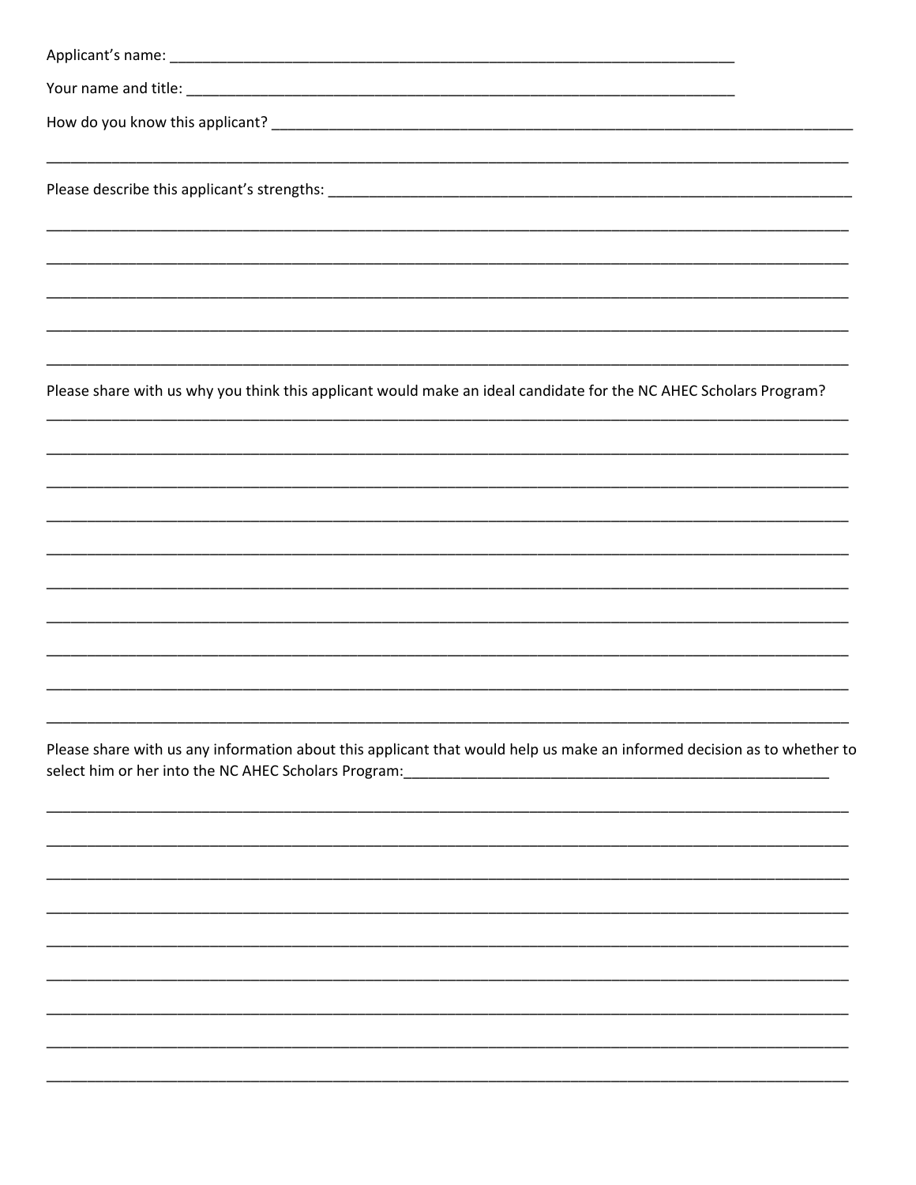Applicant's name: ___________________________________________________________________________

Your name and title: ________________________________________________________________________

How do you know this applicant? _______________________________________________________________________________

_____________________________________________________________________________________________________________

Please describe this applicant's strengths: ____________________________________________________________________

_____________________________________________________________________________________________________________

_____________________________________________________________________________________________________________

_____________________________________________________________________________________________________________

_____________________________________________________________________________________________________________

_____________________________________________________________________________________________________________

Please share with us why you think this applicant would make an ideal candidate for the NC AHEC Scholars Program?

_____________________________________________________________________________________________________________

_____________________________________________________________________________________________________________

_____________________________________________________________________________________________________________

_____________________________________________________________________________________________________________

_____________________________________________________________________________________________________________

_____________________________________________________________________________________________________________

_____________________________________________________________________________________________________________

_____________________________________________________________________________________________________________

_____________________________________________________________________________________________________________

_____________________________________________________________________________________________________________

Please share with us any information about this applicant that would help us make an informed decision as to whether to select him or her into the NC AHEC Scholars Program:_________________________________________________________

_____________________________________________________________________________________________________________

_____________________________________________________________________________________________________________

_____________________________________________________________________________________________________________

_____________________________________________________________________________________________________________

_____________________________________________________________________________________________________________

_____________________________________________________________________________________________________________

_____________________________________________________________________________________________________________

_____________________________________________________________________________________________________________

_____________________________________________________________________________________________________________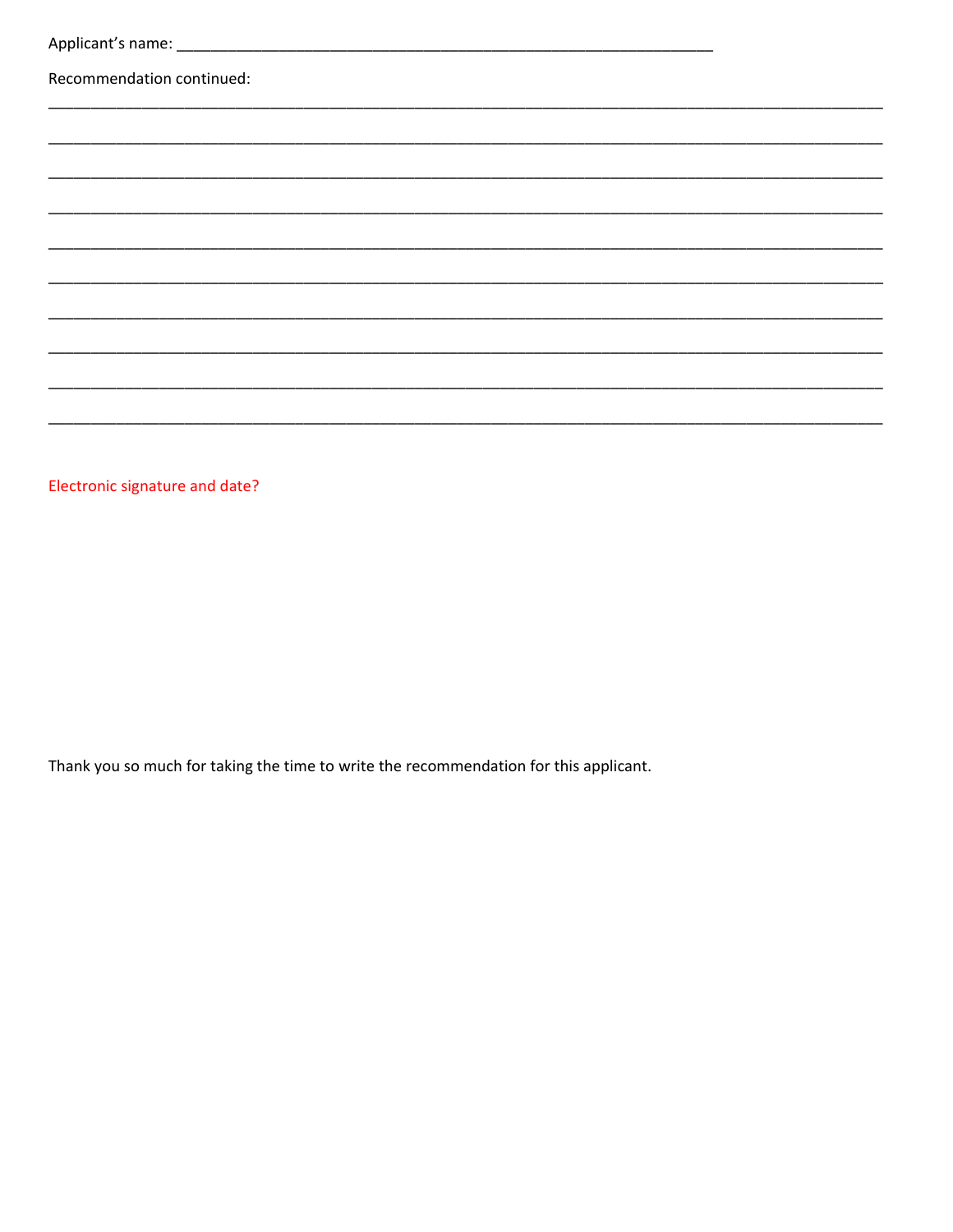Applicant's name: ___________________________________________________________

Recommendation continued:

______________________________________________________________________________________

______________________________________________________________________________________

______________________________________________________________________________________

______________________________________________________________________________________

______________________________________________________________________________________

______________________________________________________________________________________

______________________________________________________________________________________

______________________________________________________________________________________

______________________________________________________________________________________

______________________________________________________________________________________

Electronic signature and date?

Thank you so much for taking the time to write the recommendation for this applicant.